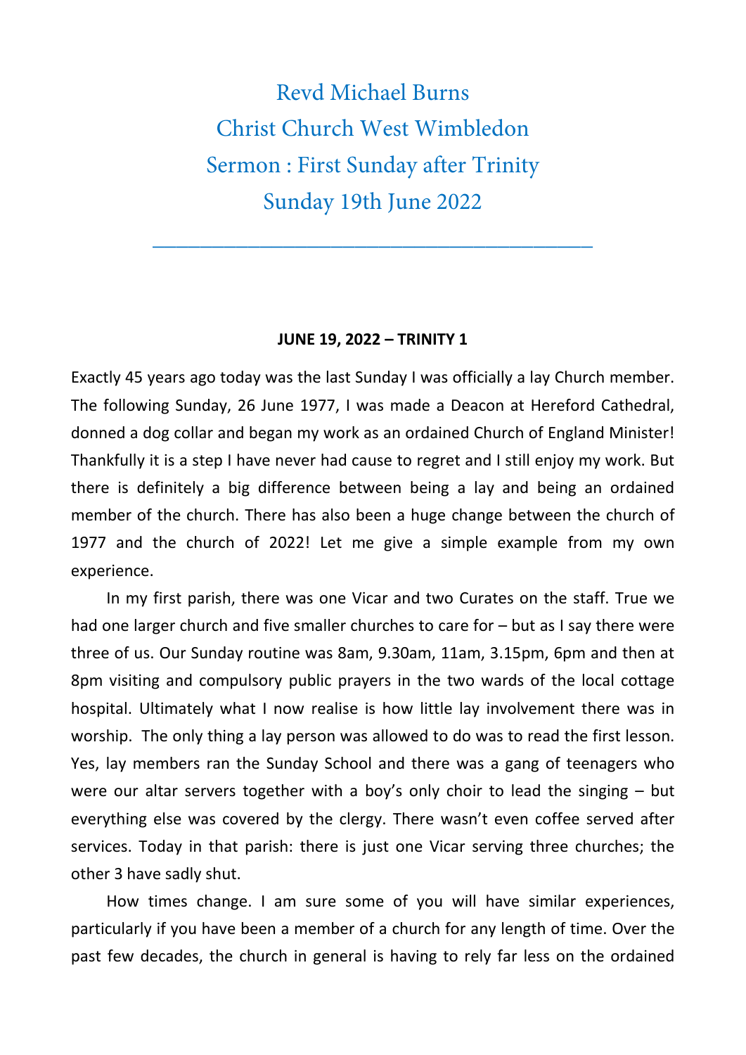# Revd Michael Burns
# Christ Church West Wimbledon
# Sermon : First Sunday after Trinity
# Sunday 19th June 2022

---

**JUNE 19, 2022 – TRINITY 1**

Exactly 45 years ago today was the last Sunday I was officially a lay Church member. The following Sunday, 26 June 1977, I was made a Deacon at Hereford Cathedral, donned a dog collar and began my work as an ordained Church of England Minister! Thankfully it is a step I have never had cause to regret and I still enjoy my work. But there is definitely a big difference between being a lay and being an ordained member of the church. There has also been a huge change between the church of 1977 and the church of 2022! Let me give a simple example from my own experience.

In my first parish, there was one Vicar and two Curates on the staff. True we had one larger church and five smaller churches to care for – but as I say there were three of us. Our Sunday routine was 8am, 9.30am, 11am, 3.15pm, 6pm and then at 8pm visiting and compulsory public prayers in the two wards of the local cottage hospital. Ultimately what I now realise is how little lay involvement there was in worship. The only thing a lay person was allowed to do was to read the first lesson. Yes, lay members ran the Sunday School and there was a gang of teenagers who were our altar servers together with a boy's only choir to lead the singing – but everything else was covered by the clergy. There wasn't even coffee served after services. Today in that parish: there is just one Vicar serving three churches; the other 3 have sadly shut.

How times change. I am sure some of you will have similar experiences, particularly if you have been a member of a church for any length of time. Over the past few decades, the church in general is having to rely far less on the ordained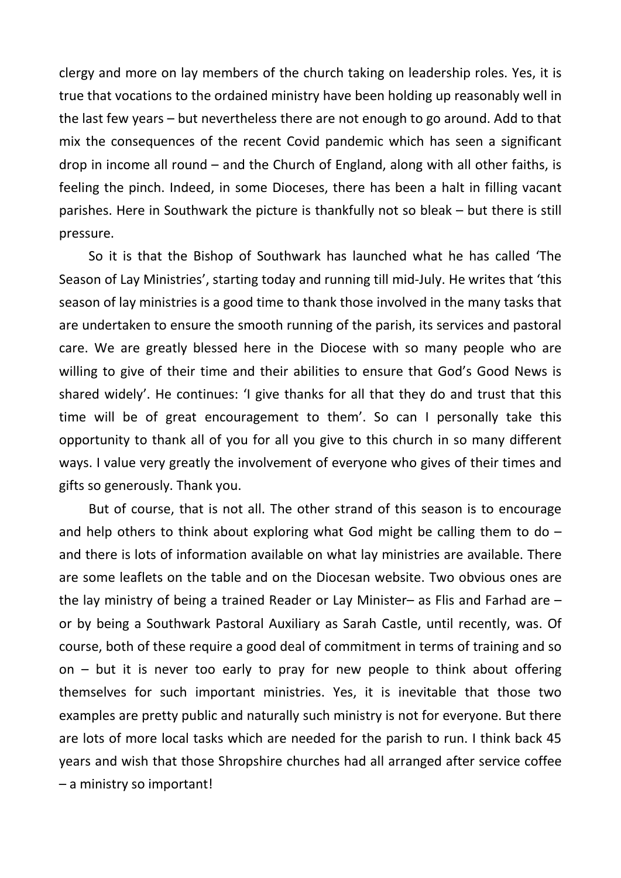clergy and more on lay members of the church taking on leadership roles. Yes, it is true that vocations to the ordained ministry have been holding up reasonably well in the last few years – but nevertheless there are not enough to go around. Add to that mix the consequences of the recent Covid pandemic which has seen a significant drop in income all round – and the Church of England, along with all other faiths, is feeling the pinch. Indeed, in some Dioceses, there has been a halt in filling vacant parishes. Here in Southwark the picture is thankfully not so bleak – but there is still pressure.

So it is that the Bishop of Southwark has launched what he has called 'The Season of Lay Ministries', starting today and running till mid-July. He writes that 'this season of lay ministries is a good time to thank those involved in the many tasks that are undertaken to ensure the smooth running of the parish, its services and pastoral care. We are greatly blessed here in the Diocese with so many people who are willing to give of their time and their abilities to ensure that God's Good News is shared widely'. He continues: 'I give thanks for all that they do and trust that this time will be of great encouragement to them'. So can I personally take this opportunity to thank all of you for all you give to this church in so many different ways. I value very greatly the involvement of everyone who gives of their times and gifts so generously. Thank you.

But of course, that is not all. The other strand of this season is to encourage and help others to think about exploring what God might be calling them to do – and there is lots of information available on what lay ministries are available. There are some leaflets on the table and on the Diocesan website. Two obvious ones are the lay ministry of being a trained Reader or Lay Minister– as Flis and Farhad are – or by being a Southwark Pastoral Auxiliary as Sarah Castle, until recently, was. Of course, both of these require a good deal of commitment in terms of training and so on – but it is never too early to pray for new people to think about offering themselves for such important ministries. Yes, it is inevitable that those two examples are pretty public and naturally such ministry is not for everyone. But there are lots of more local tasks which are needed for the parish to run. I think back 45 years and wish that those Shropshire churches had all arranged after service coffee – a ministry so important!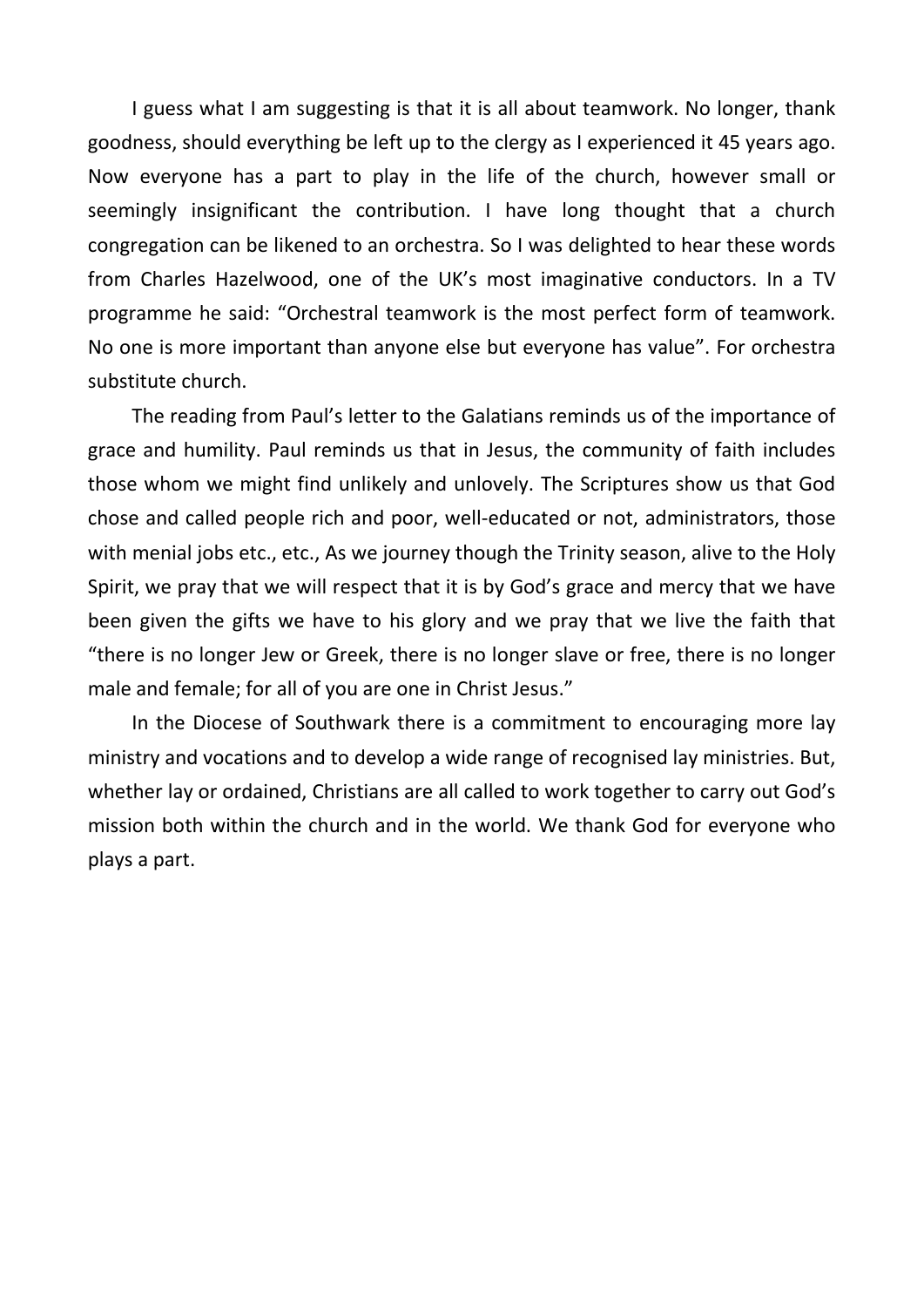I guess what I am suggesting is that it is all about teamwork. No longer, thank goodness, should everything be left up to the clergy as I experienced it 45 years ago. Now everyone has a part to play in the life of the church, however small or seemingly insignificant the contribution. I have long thought that a church congregation can be likened to an orchestra. So I was delighted to hear these words from Charles Hazelwood, one of the UK's most imaginative conductors. In a TV programme he said: "Orchestral teamwork is the most perfect form of teamwork. No one is more important than anyone else but everyone has value". For orchestra substitute church.

The reading from Paul's letter to the Galatians reminds us of the importance of grace and humility. Paul reminds us that in Jesus, the community of faith includes those whom we might find unlikely and unlovely. The Scriptures show us that God chose and called people rich and poor, well-educated or not, administrators, those with menial jobs etc., etc., As we journey though the Trinity season, alive to the Holy Spirit, we pray that we will respect that it is by God's grace and mercy that we have been given the gifts we have to his glory and we pray that we live the faith that "there is no longer Jew or Greek, there is no longer slave or free, there is no longer male and female; for all of you are one in Christ Jesus."

In the Diocese of Southwark there is a commitment to encouraging more lay ministry and vocations and to develop a wide range of recognised lay ministries. But, whether lay or ordained, Christians are all called to work together to carry out God's mission both within the church and in the world. We thank God for everyone who plays a part.